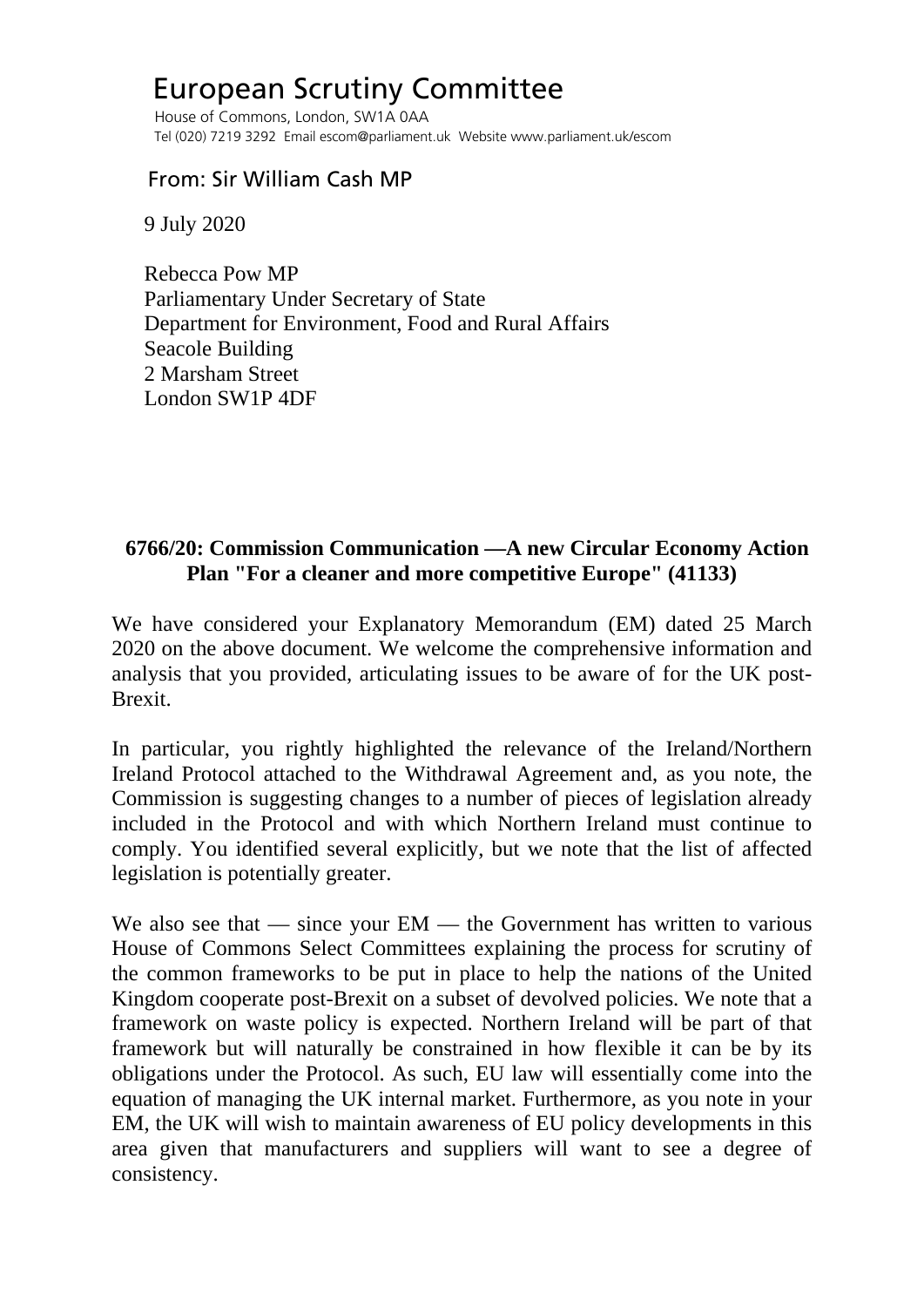# European Scrutiny Committee

House of Commons, London, SW1A 0AA
Tel (020) 7219 3292 Email escom@parliament.uk Website www.parliament.uk/escom

From: Sir William Cash MP

9 July 2020

Rebecca Pow MP
Parliamentary Under Secretary of State
Department for Environment, Food and Rural Affairs
Seacole Building
2 Marsham Street
London SW1P 4DF

**6766/20: Commission Communication —A new Circular Economy Action Plan "For a cleaner and more competitive Europe" (41133)**

We have considered your Explanatory Memorandum (EM) dated 25 March 2020 on the above document. We welcome the comprehensive information and analysis that you provided, articulating issues to be aware of for the UK post-Brexit.

In particular, you rightly highlighted the relevance of the Ireland/Northern Ireland Protocol attached to the Withdrawal Agreement and, as you note, the Commission is suggesting changes to a number of pieces of legislation already included in the Protocol and with which Northern Ireland must continue to comply. You identified several explicitly, but we note that the list of affected legislation is potentially greater.

We also see that — since your EM — the Government has written to various House of Commons Select Committees explaining the process for scrutiny of the common frameworks to be put in place to help the nations of the United Kingdom cooperate post-Brexit on a subset of devolved policies. We note that a framework on waste policy is expected. Northern Ireland will be part of that framework but will naturally be constrained in how flexible it can be by its obligations under the Protocol. As such, EU law will essentially come into the equation of managing the UK internal market. Furthermore, as you note in your EM, the UK will wish to maintain awareness of EU policy developments in this area given that manufacturers and suppliers will want to see a degree of consistency.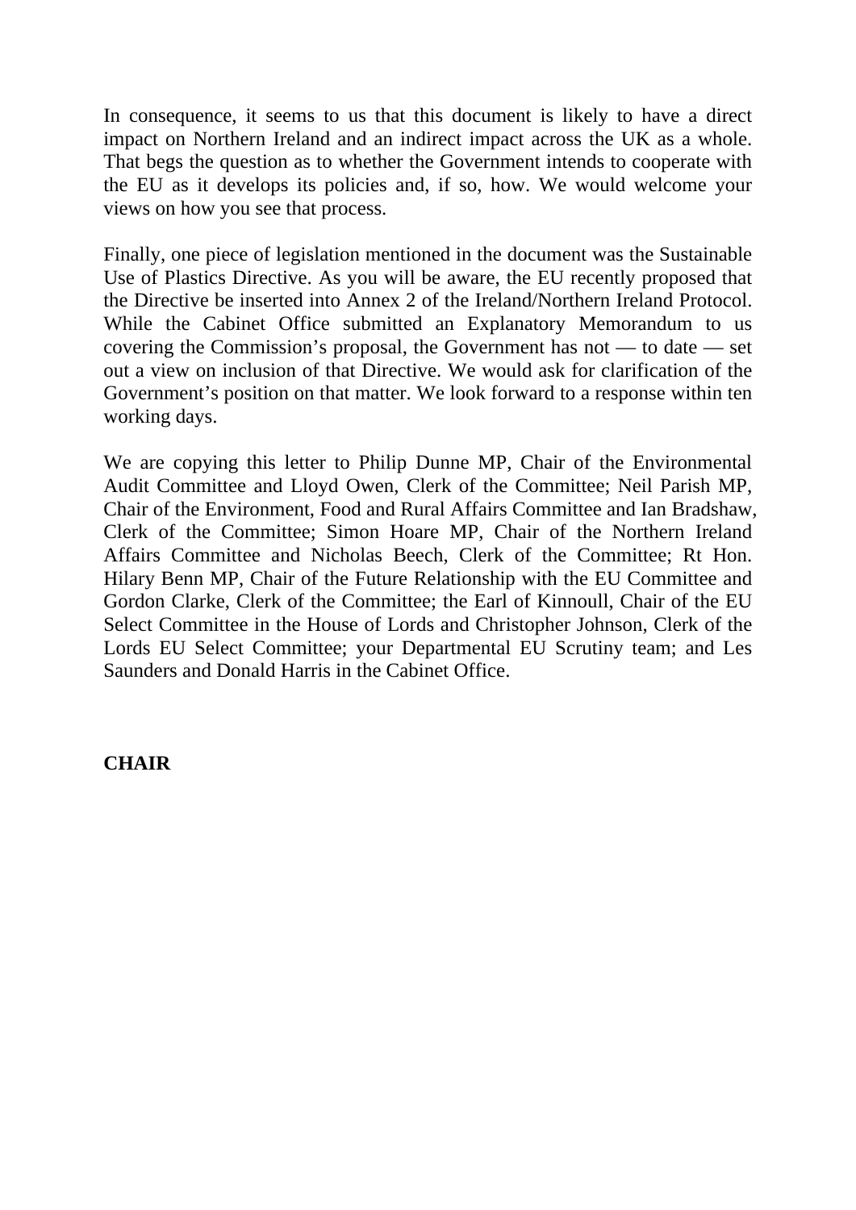In consequence, it seems to us that this document is likely to have a direct impact on Northern Ireland and an indirect impact across the UK as a whole. That begs the question as to whether the Government intends to cooperate with the EU as it develops its policies and, if so, how. We would welcome your views on how you see that process.

Finally, one piece of legislation mentioned in the document was the Sustainable Use of Plastics Directive. As you will be aware, the EU recently proposed that the Directive be inserted into Annex 2 of the Ireland/Northern Ireland Protocol. While the Cabinet Office submitted an Explanatory Memorandum to us covering the Commission's proposal, the Government has not — to date — set out a view on inclusion of that Directive. We would ask for clarification of the Government's position on that matter. We look forward to a response within ten working days.

We are copying this letter to Philip Dunne MP, Chair of the Environmental Audit Committee and Lloyd Owen, Clerk of the Committee; Neil Parish MP, Chair of the Environment, Food and Rural Affairs Committee and Ian Bradshaw, Clerk of the Committee; Simon Hoare MP, Chair of the Northern Ireland Affairs Committee and Nicholas Beech, Clerk of the Committee; Rt Hon. Hilary Benn MP, Chair of the Future Relationship with the EU Committee and Gordon Clarke, Clerk of the Committee; the Earl of Kinnoull, Chair of the EU Select Committee in the House of Lords and Christopher Johnson, Clerk of the Lords EU Select Committee; your Departmental EU Scrutiny team; and Les Saunders and Donald Harris in the Cabinet Office.

**CHAIR**